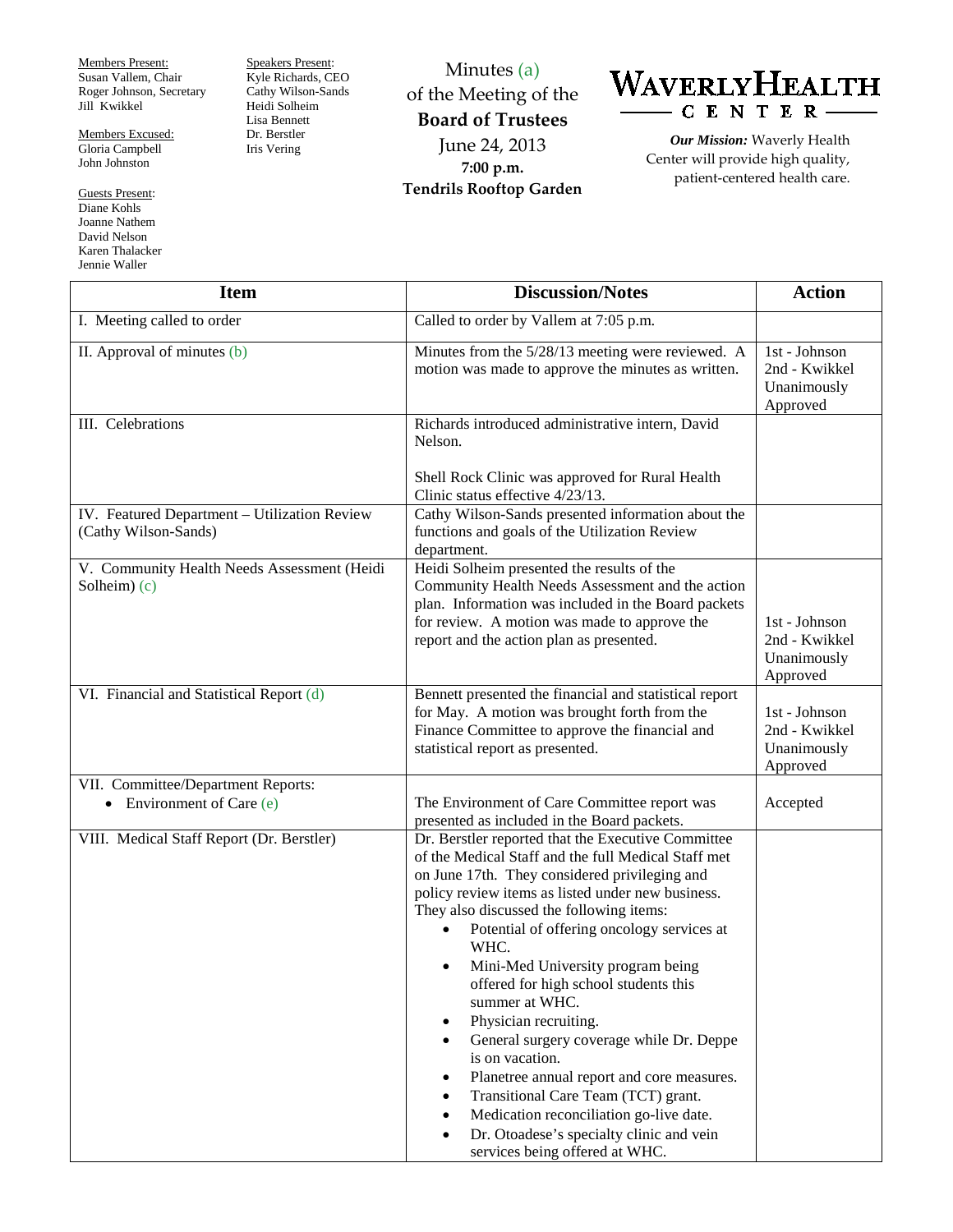Members Present:
Susan Vallem, Chair
Roger Johnson, Secretary
Jill Kwikkel

Members Excused:
Gloria Campbell
John Johnston

Guests Present:
Diane Kohls
Joanne Nathem
David Nelson
Karen Thalacker
Jennie Waller

Speakers Present:
Kyle Richards, CEO
Cathy Wilson-Sands
Heidi Solheim
Lisa Bennett
Dr. Berstler
Iris Vering

Minutes (a)
of the Meeting of the
**Board of Trustees**
June 24, 2013
**7:00 p.m.**
**Tendrils Rooftop Garden**

**WAVERLY HEALTH CENTER**

***Our Mission:*** Waverly Health Center will provide high quality, patient-centered health care.

| Item | Discussion/Notes | Action |
|---|---|---|
| I. Meeting called to order | Called to order by Vallem at 7:05 p.m. | |
| II. Approval of minutes (b) | Minutes from the 5/28/13 meeting were reviewed. A motion was made to approve the minutes as written. | 1st - Johnson<br>2nd - Kwikkel<br>Unanimously Approved |
| III. Celebrations | Richards introduced administrative intern, David Nelson.<br><br>Shell Rock Clinic was approved for Rural Health Clinic status effective 4/23/13. | |
| IV. Featured Department – Utilization Review (Cathy Wilson-Sands) | Cathy Wilson-Sands presented information about the functions and goals of the Utilization Review department. | |
| V. Community Health Needs Assessment (Heidi Solheim) (c) | Heidi Solheim presented the results of the Community Health Needs Assessment and the action plan. Information was included in the Board packets for review. A motion was made to approve the report and the action plan as presented. | 1st - Johnson<br>2nd - Kwikkel<br>Unanimously Approved |
| VI. Financial and Statistical Report (d) | Bennett presented the financial and statistical report for May. A motion was brought forth from the Finance Committee to approve the financial and statistical report as presented. | 1st - Johnson<br>2nd - Kwikkel<br>Unanimously Approved |
| VII. Committee/Department Reports:<br>• Environment of Care (e) | The Environment of Care Committee report was presented as included in the Board packets. | Accepted |
| VIII. Medical Staff Report (Dr. Berstler) | Dr. Berstler reported that the Executive Committee of the Medical Staff and the full Medical Staff met on June 17th. They considered privileging and policy review items as listed under new business. They also discussed the following items:<br>• Potential of offering oncology services at WHC.<br>• Mini-Med University program being offered for high school students this summer at WHC.<br>• Physician recruiting.<br>• General surgery coverage while Dr. Deppe is on vacation.<br>• Planetree annual report and core measures.<br>• Transitional Care Team (TCT) grant.<br>• Medication reconciliation go-live date.<br>• Dr. Otoadese's specialty clinic and vein services being offered at WHC. | |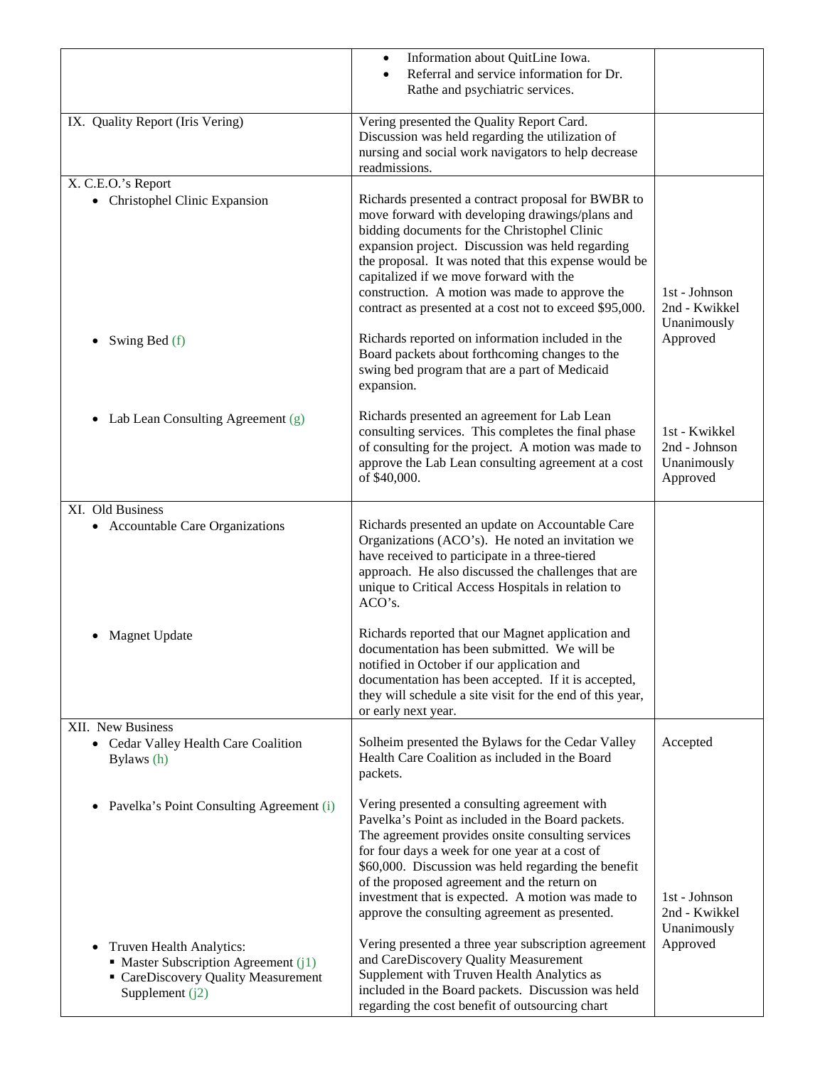| | | |
|---|---|---|
| | • Information about QuitLine Iowa.<br>• Referral and service information for Dr. Rathe and psychiatric services. | |
| IX. Quality Report (Iris Vering) | Vering presented the Quality Report Card. Discussion was held regarding the utilization of nursing and social work navigators to help decrease readmissions. | |
| X. C.E.O.'s Report<br>• Christophel Clinic Expansion | Richards presented a contract proposal for BWBR to move forward with developing drawings/plans and bidding documents for the Christophel Clinic expansion project. Discussion was held regarding the proposal. It was noted that this expense would be capitalized if we move forward with the construction. A motion was made to approve the contract as presented at a cost not to exceed $95,000. | 1st - Johnson<br>2nd - Kwikkel<br>Unanimously Approved |
| • Swing Bed (f) | Richards reported on information included in the Board packets about forthcoming changes to the swing bed program that are a part of Medicaid expansion. | |
| • Lab Lean Consulting Agreement (g) | Richards presented an agreement for Lab Lean consulting services. This completes the final phase of consulting for the project. A motion was made to approve the Lab Lean consulting agreement at a cost of $40,000. | 1st - Kwikkel<br>2nd - Johnson<br>Unanimously Approved |
| XI. Old Business<br>• Accountable Care Organizations | Richards presented an update on Accountable Care Organizations (ACO's). He noted an invitation we have received to participate in a three-tiered approach. He also discussed the challenges that are unique to Critical Access Hospitals in relation to ACO's. | |
| • Magnet Update | Richards reported that our Magnet application and documentation has been submitted. We will be notified in October if our application and documentation has been accepted. If it is accepted, they will schedule a site visit for the end of this year, or early next year. | |
| XII. New Business<br>• Cedar Valley Health Care Coalition Bylaws (h) | Solheim presented the Bylaws for the Cedar Valley Health Care Coalition as included in the Board packets. | Accepted |
| • Pavelka's Point Consulting Agreement (i) | Vering presented a consulting agreement with Pavelka's Point as included in the Board packets. The agreement provides onsite consulting services for four days a week for one year at a cost of $60,000. Discussion was held regarding the benefit of the proposed agreement and the return on investment that is expected. A motion was made to approve the consulting agreement as presented. | 1st - Johnson<br>2nd - Kwikkel<br>Unanimously Approved |
| • Truven Health Analytics:<br>▪ Master Subscription Agreement (j1)<br>▪ CareDiscovery Quality Measurement Supplement (j2) | Vering presented a three year subscription agreement and CareDiscovery Quality Measurement Supplement with Truven Health Analytics as included in the Board packets. Discussion was held regarding the cost benefit of outsourcing chart | |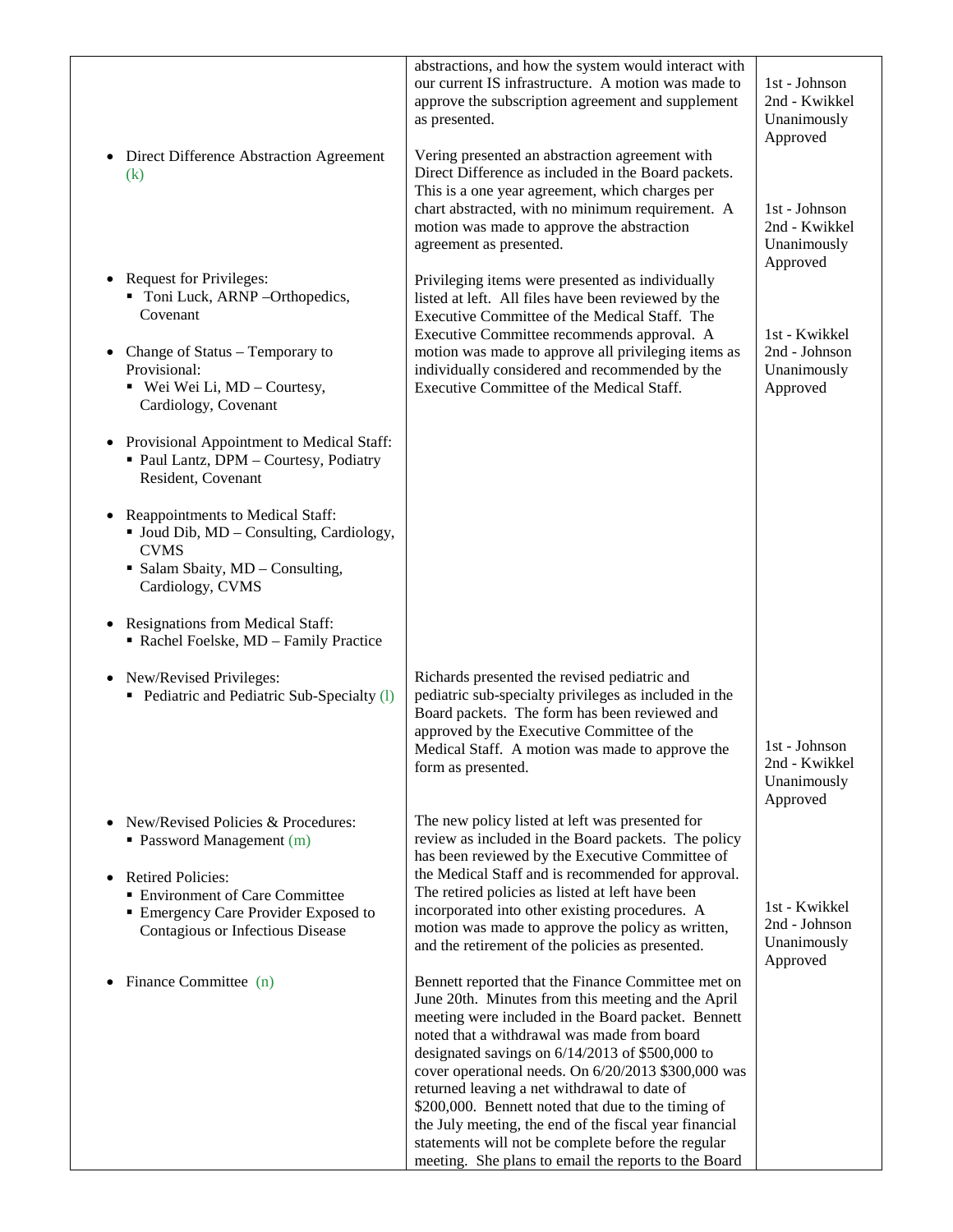| | | |
|---|---|---|
| | abstractions, and how the system would interact with our current IS infrastructure. A motion was made to approve the subscription agreement and supplement as presented. | 1st - Johnson<br>2nd - Kwikkel<br>Unanimously Approved |
| • Direct Difference Abstraction Agreement (k) | Vering presented an abstraction agreement with Direct Difference as included in the Board packets. This is a one year agreement, which charges per chart abstracted, with no minimum requirement. A motion was made to approve the abstraction agreement as presented. | 1st - Johnson<br>2nd - Kwikkel<br>Unanimously Approved |
| • Request for Privileges:<br>▪ Toni Luck, ARNP –Orthopedics, Covenant<br><br>• Change of Status – Temporary to Provisional:<br>▪ Wei Wei Li, MD – Courtesy, Cardiology, Covenant<br><br>• Provisional Appointment to Medical Staff:<br>▪ Paul Lantz, DPM – Courtesy, Podiatry Resident, Covenant<br><br>• Reappointments to Medical Staff:<br>▪ Joud Dib, MD – Consulting, Cardiology, CVMS<br>▪ Salam Sbaity, MD – Consulting, Cardiology, CVMS<br><br>• Resignations from Medical Staff:<br>▪ Rachel Foelske, MD – Family Practice | Privileging items were presented as individually listed at left. All files have been reviewed by the Executive Committee of the Medical Staff. The Executive Committee recommends approval. A motion was made to approve all privileging items as individually considered and recommended by the Executive Committee of the Medical Staff. | 1st - Kwikkel<br>2nd - Johnson<br>Unanimously Approved |
| • New/Revised Privileges:<br>▪ Pediatric and Pediatric Sub-Specialty (l) | Richards presented the revised pediatric and pediatric sub-specialty privileges as included in the Board packets. The form has been reviewed and approved by the Executive Committee of the Medical Staff. A motion was made to approve the form as presented. | 1st - Johnson<br>2nd - Kwikkel<br>Unanimously Approved |
| • New/Revised Policies & Procedures:<br>▪ Password Management (m)<br><br>• Retired Policies:<br>▪ Environment of Care Committee<br>▪ Emergency Care Provider Exposed to Contagious or Infectious Disease | The new policy listed at left was presented for review as included in the Board packets. The policy has been reviewed by the Executive Committee of the Medical Staff and is recommended for approval. The retired policies as listed at left have been incorporated into other existing procedures. A motion was made to approve the policy as written, and the retirement of the policies as presented. | 1st - Kwikkel<br>2nd - Johnson<br>Unanimously Approved |
| • Finance Committee (n) | Bennett reported that the Finance Committee met on June 20th. Minutes from this meeting and the April meeting were included in the Board packet. Bennett noted that a withdrawal was made from board designated savings on 6/14/2013 of $500,000 to cover operational needs. On 6/20/2013 $300,000 was returned leaving a net withdrawal to date of $200,000. Bennett noted that due to the timing of the July meeting, the end of the fiscal year financial statements will not be complete before the regular meeting. She plans to email the reports to the Board | |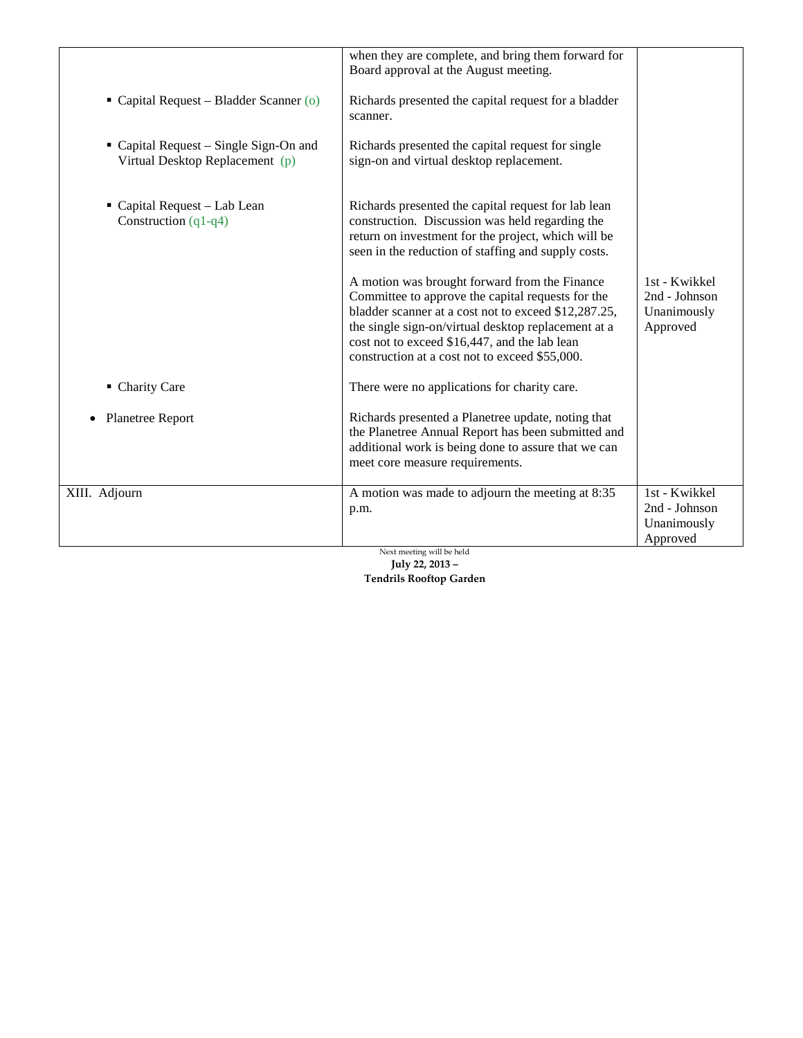| | | |
|---|---|---|
| | when they are complete, and bring them forward for Board approval at the August meeting. | |
| ▪ Capital Request – Bladder Scanner (o) | Richards presented the capital request for a bladder scanner. | |
| ▪ Capital Request – Single Sign-On and Virtual Desktop Replacement (p) | Richards presented the capital request for single sign-on and virtual desktop replacement. | |
| ▪ Capital Request – Lab Lean Construction (q1-q4) | Richards presented the capital request for lab lean construction. Discussion was held regarding the return on investment for the project, which will be seen in the reduction of staffing and supply costs. | |
| | A motion was brought forward from the Finance Committee to approve the capital requests for the bladder scanner at a cost not to exceed $12,287.25, the single sign-on/virtual desktop replacement at a cost not to exceed $16,447, and the lab lean construction at a cost not to exceed $55,000. | 1st - Kwikkel<br>2nd - Johnson<br>Unanimously Approved |
| ▪ Charity Care | There were no applications for charity care. | |
| • Planetree Report | Richards presented a Planetree update, noting that the Planetree Annual Report has been submitted and additional work is being done to assure that we can meet core measure requirements. | |
| XIII. Adjourn | A motion was made to adjourn the meeting at 8:35 p.m. | 1st - Kwikkel<br>2nd - Johnson<br>Unanimously Approved |

Next meeting will be held

**July 22, 2013 –**

**Tendrils Rooftop Garden**